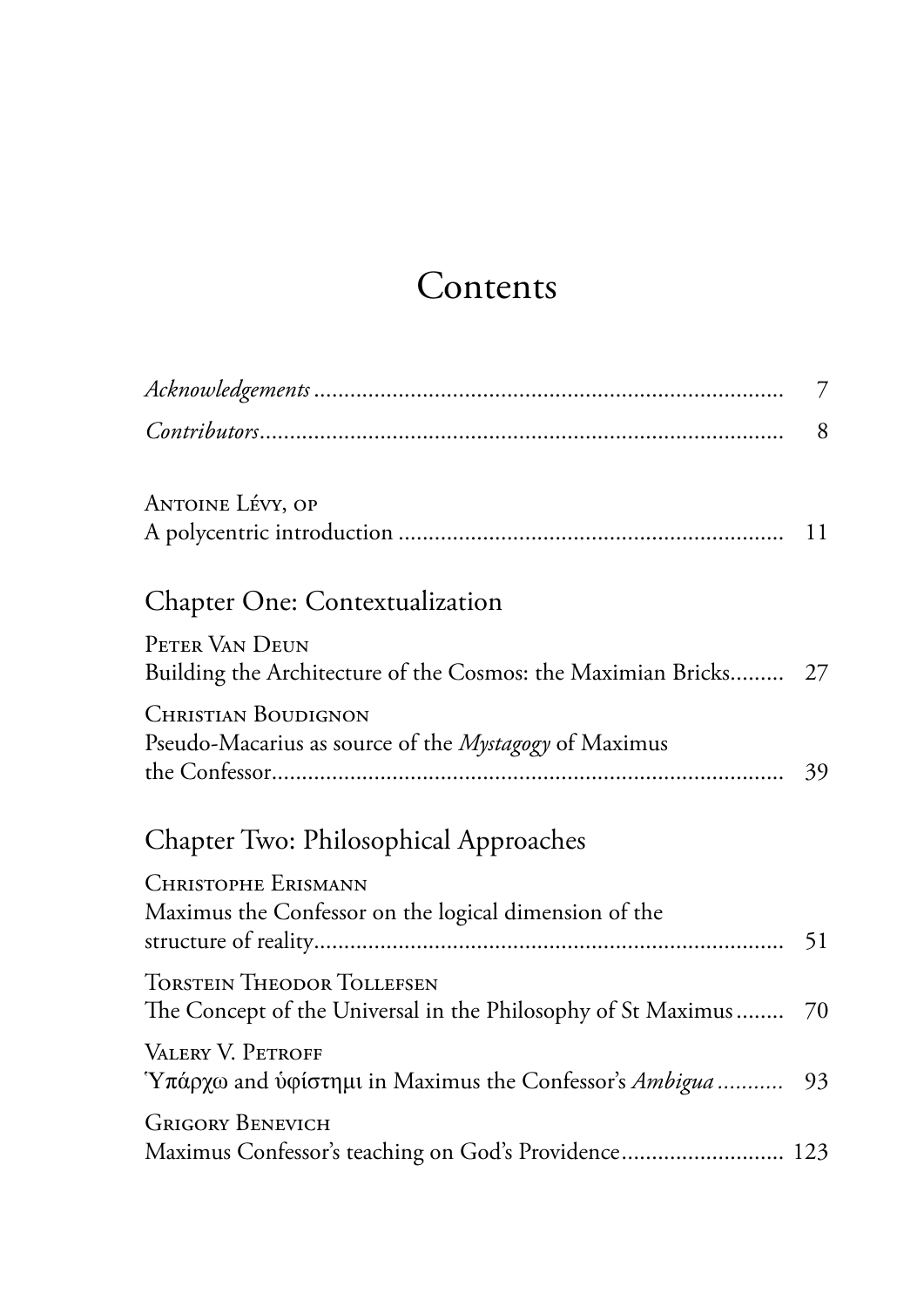# Contents

*Acknowledgements* .... 7

*Contributors* .... 8

ANTOINE LÉVY, OP
A polycentric introduction .... 11

## Chapter One: Contextualization

PETER VAN DEUN
Building the Architecture of the Cosmos: the Maximian Bricks .... 27

CHRISTIAN BOUDIGNON
Pseudo-Macarius as source of the *Mystagogy* of Maximus the Confessor .... 39

## Chapter Two: Philosophical Approaches

CHRISTOPHE ERISMANN
Maximus the Confessor on the logical dimension of the structure of reality .... 51

TORSTEIN THEODOR TOLLEFSEN
The Concept of the Universal in the Philosophy of St Maximus .... 70

VALERY V. PETROFF
Ὑπάρχω and ὑφίστημι in Maximus the Confessor's *Ambigua* .... 93

GRIGORY BENEVICH
Maximus Confessor's teaching on God's Providence .... 123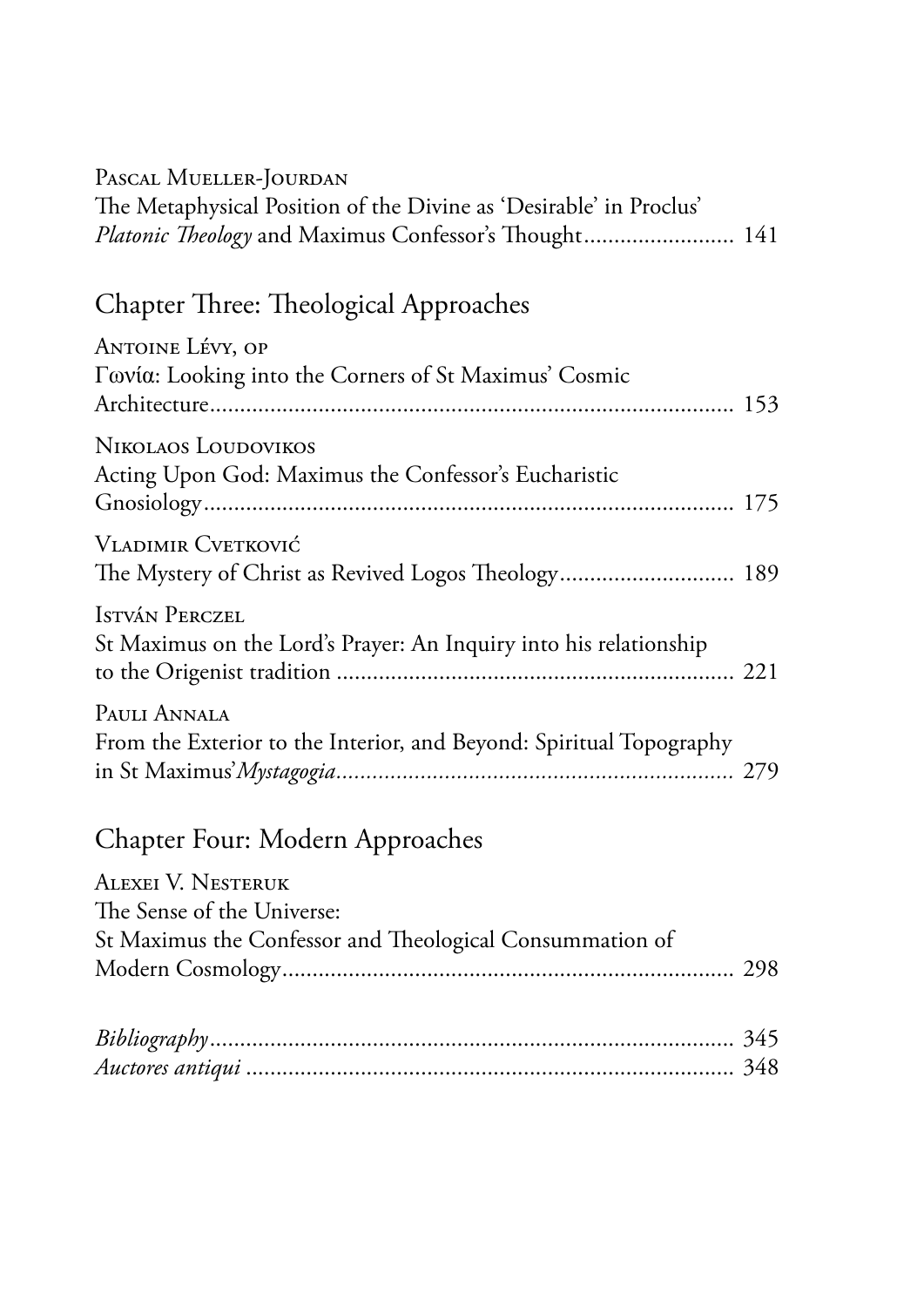Pascal Mueller-Jourdan
The Metaphysical Position of the Divine as 'Desirable' in Proclus' *Platonic Theology* and Maximus Confessor's Thought........................ 141

## Chapter Three: Theological Approaches

Antoine Lévy, op
Γωνία: Looking into the Corners of St Maximus' Cosmic Architecture........................................................................ 153

Nikolaos Loudovikos
Acting Upon God: Maximus the Confessor's Eucharistic Gnosiology........................................................................ 175

Vladimir Cvetković
The Mystery of Christ as Revived Logos Theology............................ 189

István Perczel
St Maximus on the Lord's Prayer: An Inquiry into his relationship to the Origenist tradition ................................................................ 221

Pauli Annala
From the Exterior to the Interior, and Beyond: Spiritual Topography in St Maximus' *Mystagogia*................................................................ 279

## Chapter Four: Modern Approaches

Alexei V. Nesteruk
The Sense of the Universe:
St Maximus the Confessor and Theological Consummation of Modern Cosmology........................................................................ 298

*Bibliography*........................................................................ 345
*Auctores antiqui* ................................................................ 348